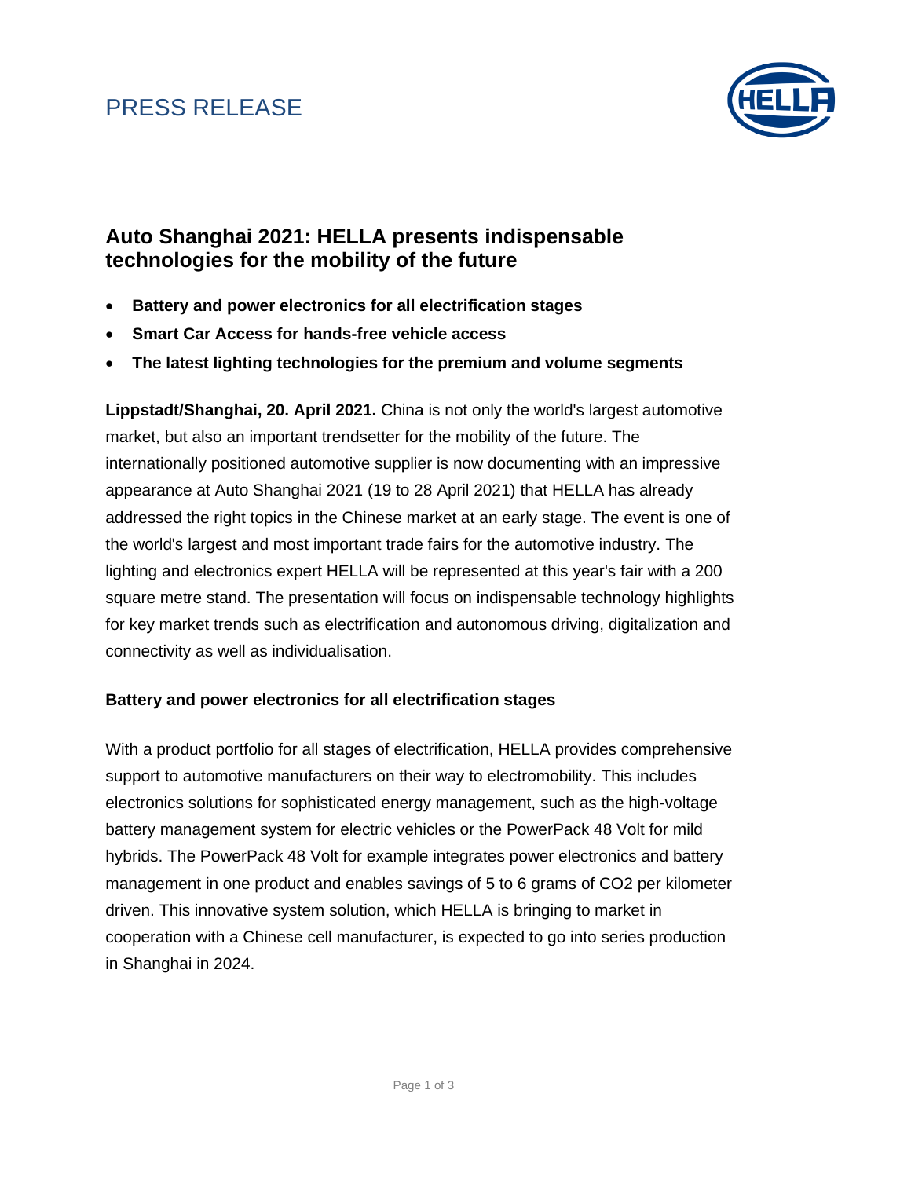PRESS RELEASE

# Auto Shanghai 2021: HELLA presents indispensable technologies for the mobility of the future

- **Battery and power electronics for all electrification stages**
- **Smart Car Access for hands-free vehicle access**
- **The latest lighting technologies for the premium and volume segments**

**Lippstadt/Shanghai, 20. April 2021.** China is not only the world's largest automotive market, but also an important trendsetter for the mobility of the future. The internationally positioned automotive supplier is now documenting with an impressive appearance at Auto Shanghai 2021 (19 to 28 April 2021) that HELLA has already addressed the right topics in the Chinese market at an early stage. The event is one of the world's largest and most important trade fairs for the automotive industry. The lighting and electronics expert HELLA will be represented at this year's fair with a 200 square metre stand. The presentation will focus on indispensable technology highlights for key market trends such as electrification and autonomous driving, digitalization and connectivity as well as individualisation.

## Battery and power electronics for all electrification stages

With a product portfolio for all stages of electrification, HELLA provides comprehensive support to automotive manufacturers on their way to electromobility. This includes electronics solutions for sophisticated energy management, such as the high-voltage battery management system for electric vehicles or the PowerPack 48 Volt for mild hybrids. The PowerPack 48 Volt for example integrates power electronics and battery management in one product and enables savings of 5 to 6 grams of $CO_2$ per kilometer driven. This innovative system solution, which HELLA is bringing to market in cooperation with a Chinese cell manufacturer, is expected to go into series production in Shanghai in 2024.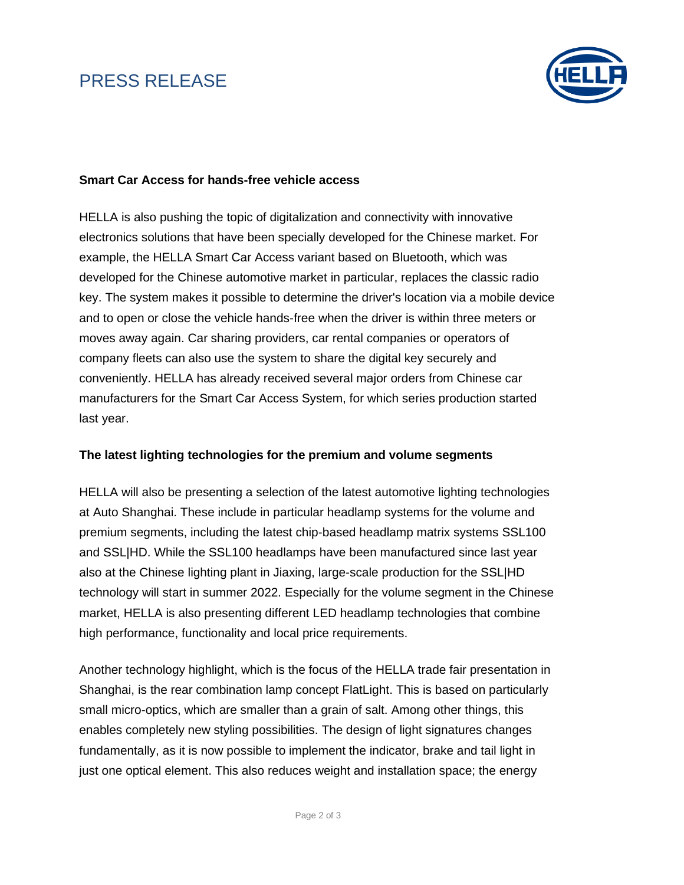**Smart Car Access for hands-free vehicle access**

HELLA is also pushing the topic of digitalization and connectivity with innovative electronics solutions that have been specially developed for the Chinese market. For example, the HELLA Smart Car Access variant based on Bluetooth, which was developed for the Chinese automotive market in particular, replaces the classic radio key. The system makes it possible to determine the driver's location via a mobile device and to open or close the vehicle hands-free when the driver is within three meters or moves away again. Car sharing providers, car rental companies or operators of company fleets can also use the system to share the digital key securely and conveniently. HELLA has already received several major orders from Chinese car manufacturers for the Smart Car Access System, for which series production started last year.

**The latest lighting technologies for the premium and volume segments**

HELLA will also be presenting a selection of the latest automotive lighting technologies at Auto Shanghai. These include in particular headlamp systems for the volume and premium segments, including the latest chip-based headlamp matrix systems SSL100 and SSL|HD. While the SSL100 headlamps have been manufactured since last year also at the Chinese lighting plant in Jiaxing, large-scale production for the SSL|HD technology will start in summer 2022. Especially for the volume segment in the Chinese market, HELLA is also presenting different LED headlamp technologies that combine high performance, functionality and local price requirements.

Another technology highlight, which is the focus of the HELLA trade fair presentation in Shanghai, is the rear combination lamp concept FlatLight. This is based on particularly small micro-optics, which are smaller than a grain of salt. Among other things, this enables completely new styling possibilities. The design of light signatures changes fundamentally, as it is now possible to implement the indicator, brake and tail light in just one optical element. This also reduces weight and installation space; the energy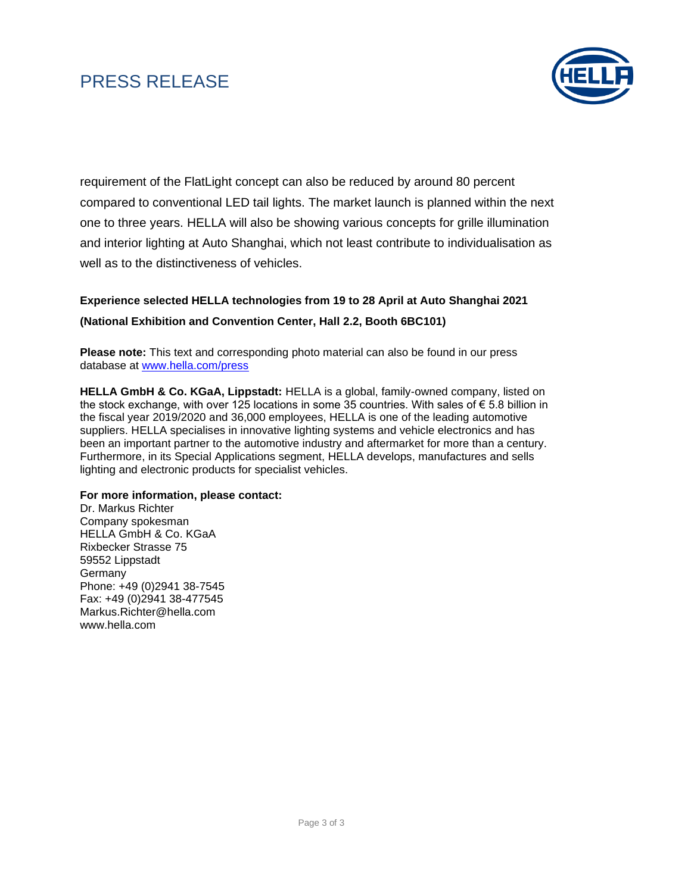requirement of the FlatLight concept can also be reduced by around 80 percent compared to conventional LED tail lights. The market launch is planned within the next one to three years. HELLA will also be showing various concepts for grille illumination and interior lighting at Auto Shanghai, which not least contribute to individualisation as well as to the distinctiveness of vehicles.

**Experience selected HELLA technologies from 19 to 28 April at Auto Shanghai 2021**

**(National Exhibition and Convention Center, Hall 2.2, Booth 6BC101)**

**Please note:** This text and corresponding photo material can also be found in our press database at [www.hella.com/press](www.hella.com/press)

**HELLA GmbH & Co. KGaA, Lippstadt:** HELLA is a global, family-owned company, listed on the stock exchange, with over 125 locations in some 35 countries. With sales of € 5.8 billion in the fiscal year 2019/2020 and 36,000 employees, HELLA is one of the leading automotive suppliers. HELLA specialises in innovative lighting systems and vehicle electronics and has been an important partner to the automotive industry and aftermarket for more than a century. Furthermore, in its Special Applications segment, HELLA develops, manufactures and sells lighting and electronic products for specialist vehicles.

**For more information, please contact:**
Dr. Markus Richter
Company spokesman
HELLA GmbH & Co. KGaA
Rixbecker Strasse 75
59552 Lippstadt
Germany
Phone: +49 (0)2941 38-7545
Fax: +49 (0)2941 38-477545
Markus.Richter@hella.com
www.hella.com